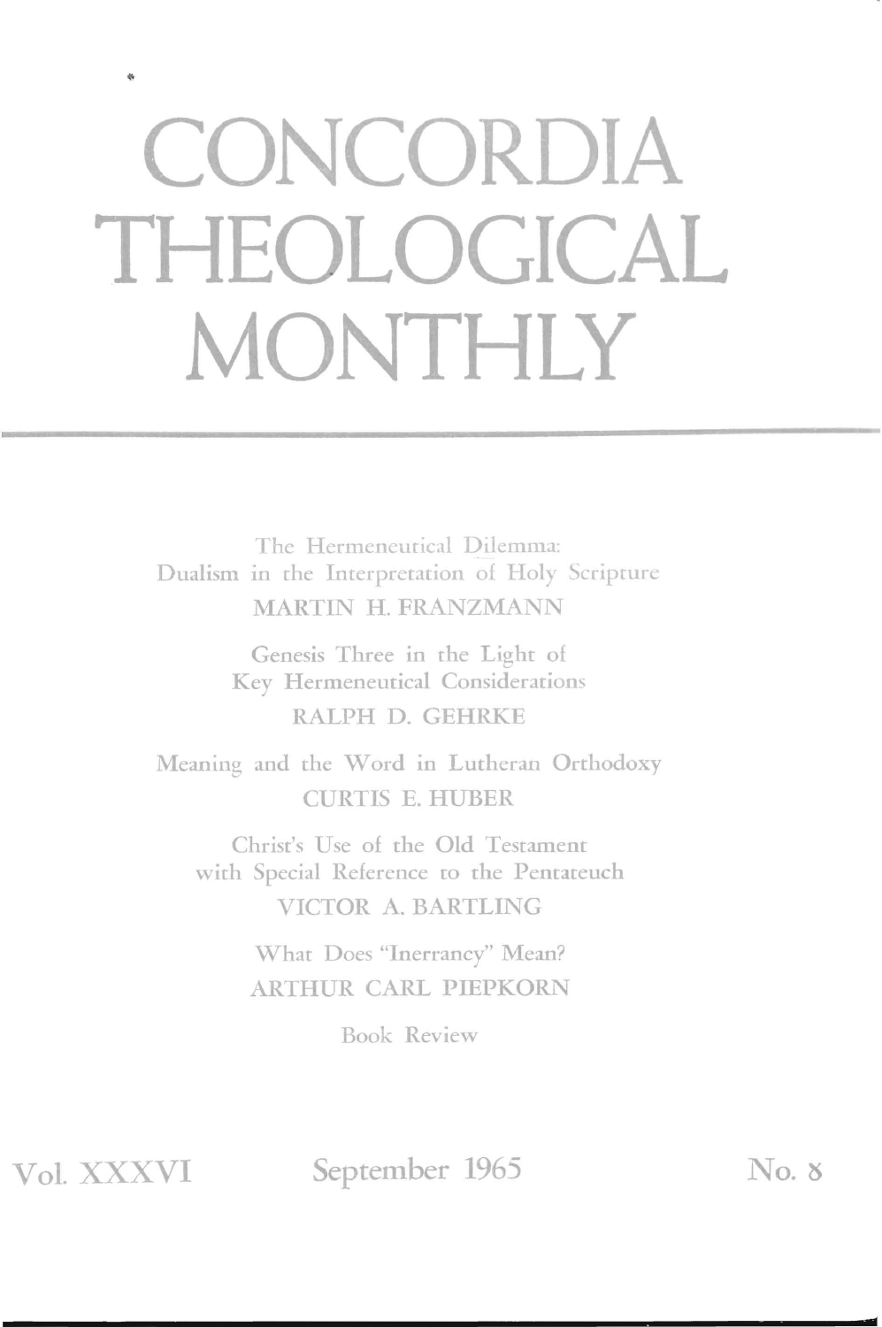# CONCORDIA THEOLOGICAL MONTHLY

The Hermeneutical Dilemma:
Dualism in the Interpretation of Holy Scripture
MARTIN H. FRANZMANN

Genesis Three in the Light of
Key Hermeneutical Considerations
RALPH D. GEHRKE

Meaning and the Word in Lutheran Orthodoxy
CURTIS E. HUBER

Christ's Use of the Old Testament
with Special Reference to the Pentateuch
VICTOR A. BARTLING

What Does "Inerrancy" Mean?
ARTHUR CARL PIEPKORN

Book Review

Vol. XXXVI September 1965 No. 8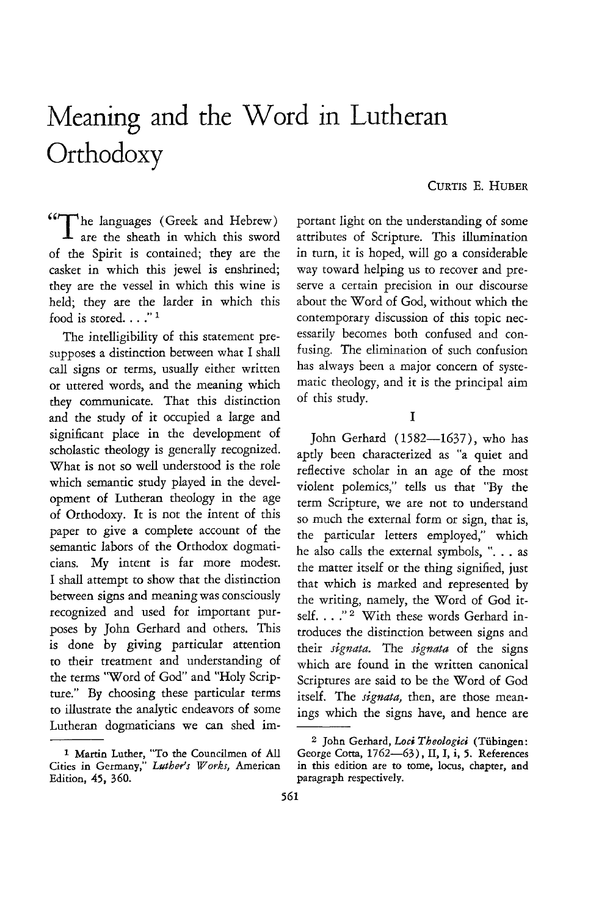# Meaning and the Word in Lutheran Orthodoxy

CURTIS E. HUBER

"The languages (Greek and Hebrew) are the sheath in which this sword of the Spirit is contained; they are the casket in which this jewel is enshrined; they are the vessel in which this wine is held; they are the larder in which this food is stored. . . ." [1]

The intelligibility of this statement presupposes a distinction between what I shall call signs or terms, usually either written or uttered words, and the meaning which they communicate. That this distinction and the study of it occupied a large and significant place in the development of scholastic theology is generally recognized. What is not so well understood is the role which semantic study played in the development of Lutheran theology in the age of Orthodoxy. It is not the intent of this paper to give a complete account of the semantic labors of the Orthodox dogmaticians. My intent is far more modest. I shall attempt to show that the distinction between signs and meaning was consciously recognized and used for important purposes by John Gerhard and others. This is done by giving particular attention to their treatment and understanding of the terms "Word of God" and "Holy Scripture." By choosing these particular terms to illustrate the analytic endeavors of some Lutheran dogmaticians we can shed important light on the understanding of some attributes of Scripture. This illumination in turn, it is hoped, will go a considerable way toward helping us to recover and preserve a certain precision in our discourse about the Word of God, without which the contemporary discussion of this topic necessarily becomes both confused and confusing. The elimination of such confusion has always been a major concern of systematic theology, and it is the principal aim of this study.

## I

John Gerhard (1582—1637), who has aptly been characterized as "a quiet and reflective scholar in an age of the most violent polemics," tells us that "By the term Scripture, we are not to understand so much the external form or sign, that is, the particular letters employed," which he also calls the external symbols, ". . . as the matter itself or the thing signified, just that which is marked and represented by the writing, namely, the Word of God itself. . . ." [2] With these words Gerhard introduces the distinction between signs and their *signata*. The *signata* of the signs which are found in the written canonical Scriptures are said to be the Word of God itself. The *signata*, then, are those meanings which the signs have, and hence are

---

[1] Martin Luther, "To the Councilmen of All Cities in Germany," *Luther's Works*, American Edition, 45, 360.

[2] John Gerhard, *Loci Theologici* (Tübingen: George Cotta, 1762—63), II, I, i, 5. References in this edition are to tome, locus, chapter, and paragraph respectively.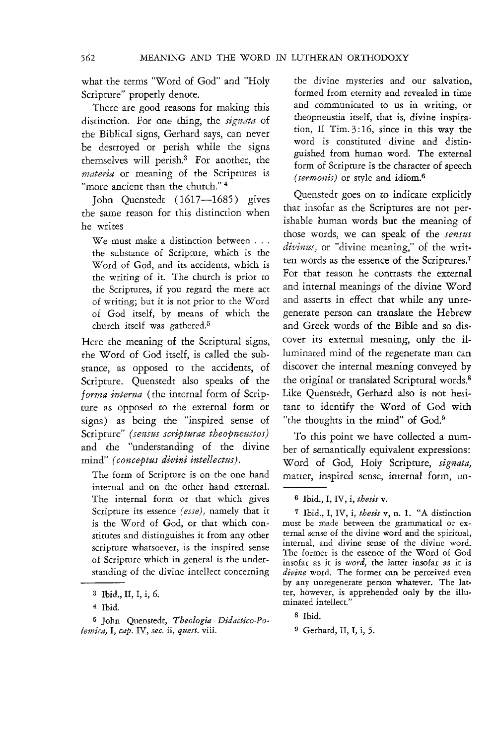what the terms "Word of God" and "Holy Scripture" properly denote.

There are good reasons for making this distinction. For one thing, the *signata* of the Biblical signs, Gerhard says, can never be destroyed or perish while the signs themselves will perish.[3] For another, the *materia* or meaning of the Scriptures is "more ancient than the church."[4]

John Quenstedt (1617—1685) gives the same reason for this distinction when he writes

> We must make a distinction between . . . the substance of Scripture, which is the Word of God, and its accidents, which is the writing of it. The church is prior to the Scriptures, if you regard the mere act of writing; but it is not prior to the Word of God itself, by means of which the church itself was gathered.[5]

Here the meaning of the Scriptural signs, the Word of God itself, is called the substance, as opposed to the accidents, of Scripture. Quenstedt also speaks of the *forma interna* (the internal form of Scripture as opposed to the external form or signs) as being the "inspired sense of Scripture" *(sensus scripturae theopneustos)* and the "understanding of the divine mind" *(conceptus divini intellectus)*.

> The form of Scripture is on the one hand internal and on the other hand external. The internal form or that which gives Scripture its essence *(esse)*, namely that it is the Word of God, or that which constitutes and distinguishes it from any other scripture whatsoever, is the inspired sense of Scripture which in general is the understanding of the divine intellect concerning the divine mysteries and our salvation, formed from eternity and revealed in time and communicated to us in writing, or theopneustia itself, that is, divine inspiration, II Tim. 3:16, since in this way the word is constituted divine and distinguished from human word. The external form of Scripture is the character of speech *(sermonis)* or style and idiom.[6]

Quenstedt goes on to indicate explicitly that insofar as the Scriptures are not perishable human words but the meaning of those words, we can speak of the *sensus divinus*, or "divine meaning," of the written words as the essence of the Scriptures.[7] For that reason he contrasts the external and internal meanings of the divine Word and asserts in effect that while any unregenerate person can translate the Hebrew and Greek words of the Bible and so discover its external meaning, only the illuminated mind of the regenerate man can discover the internal meaning conveyed by the original or translated Scriptural words.[8] Like Quenstedt, Gerhard also is not hesitant to identify the Word of God with "the thoughts in the mind" of God.[9]

To this point we have collected a number of semantically equivalent expressions: Word of God, Holy Scripture, *signata*, matter, inspired sense, internal form, un-

---

[3] Ibid., II, I, i, 6.

[4] Ibid.

[5] John Quenstedt, *Theologia Didactico-Polemica*, I, *cap.* IV, *sec.* ii, *quest.* viii.

[6] Ibid., I, IV, i, *thesis* v.

[7] Ibid., I, IV, i, *thesis* v, n. 1. "A distinction must be made between the grammatical or external sense of the divine word and the spiritual, internal, and divine sense of the divine word. The former is the essence of the Word of God insofar as it is *word*, the latter insofar as it is *divine* word. The former can be perceived even by any unregenerate person whatever. The latter, however, is apprehended only by the illuminated intellect."

[8] Ibid.

[9] Gerhard, II, I, i, 5.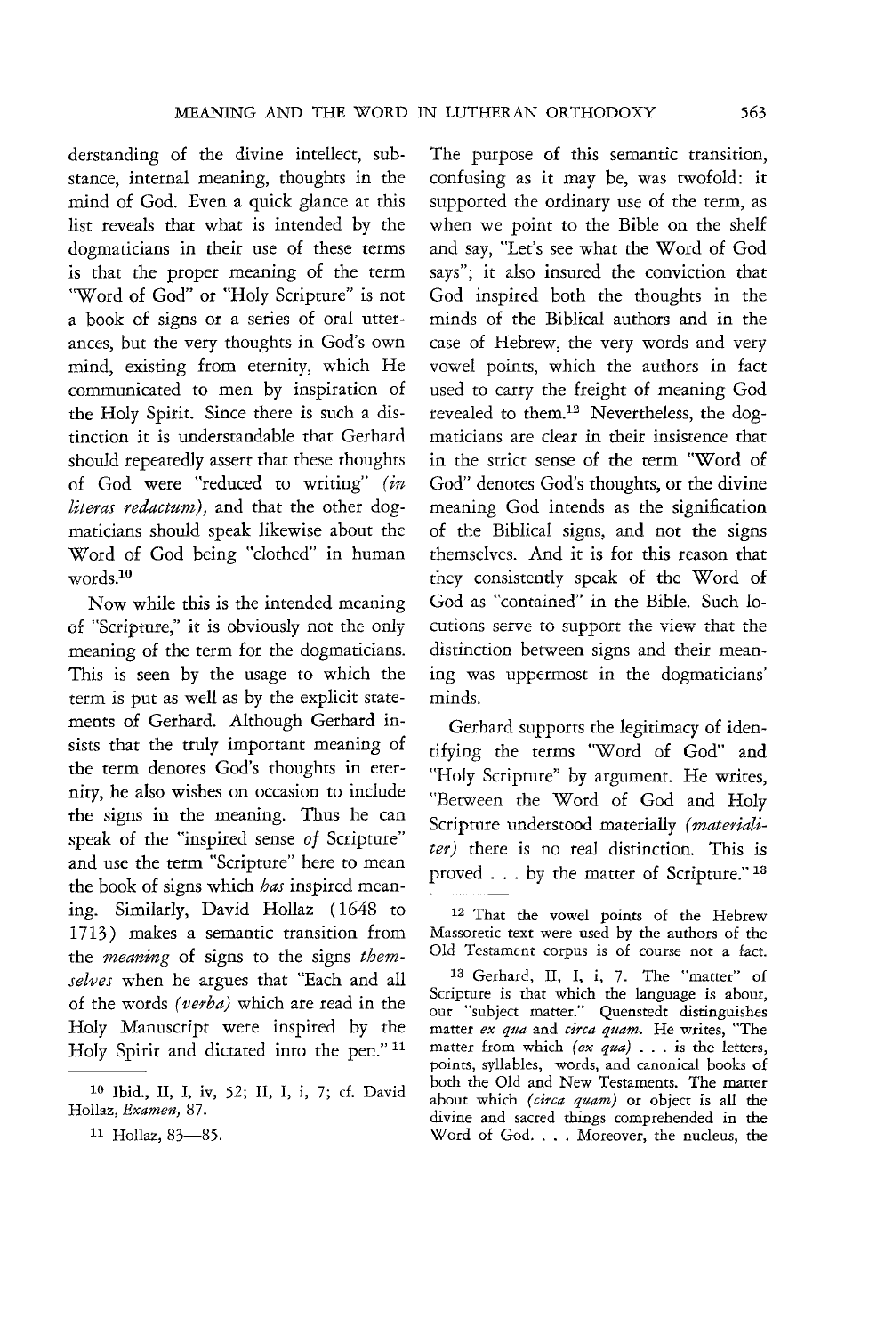derstanding of the divine intellect, substance, internal meaning, thoughts in the mind of God. Even a quick glance at this list reveals that what is intended by the dogmaticians in their use of these terms is that the proper meaning of the term "Word of God" or "Holy Scripture" is not a book of signs or a series of oral utterances, but the very thoughts in God's own mind, existing from eternity, which He communicated to men by inspiration of the Holy Spirit. Since there is such a distinction it is understandable that Gerhard should repeatedly assert that these thoughts of God were "reduced to writing" *(in literas redactum)*, and that the other dogmaticians should speak likewise about the Word of God being "clothed" in human words.[10]

Now while this is the intended meaning of "Scripture," it is obviously not the only meaning of the term for the dogmaticians. This is seen by the usage to which the term is put as well as by the explicit statements of Gerhard. Although Gerhard insists that the truly important meaning of the term denotes God's thoughts in eternity, he also wishes on occasion to include the signs in the meaning. Thus he can speak of the "inspired sense *of* Scripture" and use the term "Scripture" here to mean the book of signs which *has* inspired meaning. Similarly, David Hollaz (1648 to 1713) makes a semantic transition from the *meaning* of signs to the signs *themselves* when he argues that "Each and all of the words *(verba)* which are read in the Holy Manuscript were inspired by the Holy Spirit and dictated into the pen."[11] The purpose of this semantic transition, confusing as it may be, was twofold: it supported the ordinary use of the term, as when we point to the Bible on the shelf and say, "Let's see what the Word of God says"; it also insured the conviction that God inspired both the thoughts in the minds of the Biblical authors and in the case of Hebrew, the very words and very vowel points, which the authors in fact used to carry the freight of meaning God revealed to them.[12] Nevertheless, the dogmaticians are clear in their insistence that in the strict sense of the term "Word of God" denotes God's thoughts, or the divine meaning God intends as the signification of the Biblical signs, and not the signs themselves. And it is for this reason that they consistently speak of the Word of God as "contained" in the Bible. Such locutions serve to support the view that the distinction between signs and their meaning was uppermost in the dogmaticians' minds.

Gerhard supports the legitimacy of identifying the terms "Word of God" and "Holy Scripture" by argument. He writes, "Between the Word of God and Holy Scripture understood materially *(materialiter)* there is no real distinction. This is proved . . . by the matter of Scripture."[13]

---

[10] Ibid., II, I, iv, 52; II, I, i, 7; cf. David Hollaz, *Examen*, 87.

[11] Hollaz, 83—85.

[12] That the vowel points of the Hebrew Massoretic text were used by the authors of the Old Testament corpus is of course not a fact.

[13] Gerhard, II, I, i, 7. The "matter" of Scripture is that which the language is about, our "subject matter." Quenstedt distinguishes matter *ex qua* and *circa quam*. He writes, "The matter from which *(ex qua)* . . . is the letters, points, syllables, words, and canonical books of both the Old and New Testaments. The matter about which *(circa quam)* or object is all the divine and sacred things comprehended in the Word of God. . . . Moreover, the nucleus, the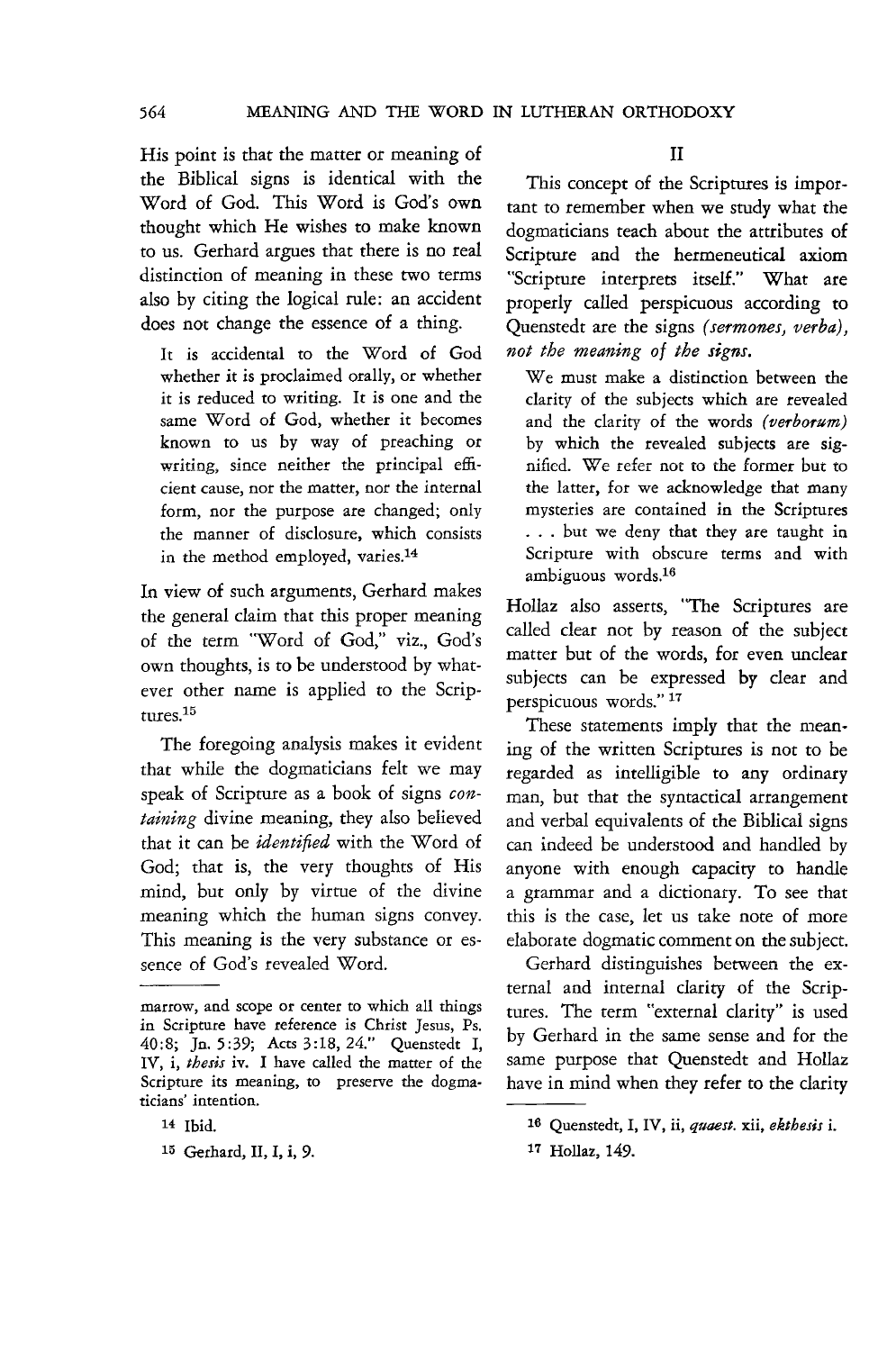His point is that the matter or meaning of the Biblical signs is identical with the Word of God. This Word is God's own thought which He wishes to make known to us. Gerhard argues that there is no real distinction of meaning in these two terms also by citing the logical rule: an accident does not change the essence of a thing.

> It is accidental to the Word of God whether it is proclaimed orally, or whether it is reduced to writing. It is one and the same Word of God, whether it becomes known to us by way of preaching or writing, since neither the principal efficient cause, nor the matter, nor the internal form, nor the purpose are changed; only the manner of disclosure, which consists in the method employed, varies.[14]

In view of such arguments, Gerhard makes the general claim that this proper meaning of the term "Word of God," viz., God's own thoughts, is to be understood by whatever other name is applied to the Scriptures.[15]

The foregoing analysis makes it evident that while the dogmaticians felt we may speak of Scripture as a book of signs *containing* divine meaning, they also believed that it can be *identified* with the Word of God; that is, the very thoughts of His mind, but only by virtue of the divine meaning which the human signs convey. This meaning is the very substance or essence of God's revealed Word.

marrow, and scope or center to which all things in Scripture have reference is Christ Jesus, Ps. 40:8; Jn. 5:39; Acts 3:18, 24." Quenstedt I, IV, i, *thesis* iv. I have called the matter of the Scripture its meaning, to preserve the dogmaticians' intention.

[14] Ibid.

[15] Gerhard, II, I, i, 9.

## II

This concept of the Scriptures is important to remember when we study what the dogmaticians teach about the attributes of Scripture and the hermeneutical axiom "Scripture interprets itself." What are properly called perspicuous according to Quenstedt are the signs *(sermones, verba), not the meaning of the signs.*

> We must make a distinction between the clarity of the subjects which are revealed and the clarity of the words *(verborum)* by which the revealed subjects are signified. We refer not to the former but to the latter, for we acknowledge that many mysteries are contained in the Scriptures . . . but we deny that they are taught in Scripture with obscure terms and with ambiguous words.[16]

Hollaz also asserts, "The Scriptures are called clear not by reason of the subject matter but of the words, for even unclear subjects can be expressed by clear and perspicuous words." [17]

These statements imply that the meaning of the written Scriptures is not to be regarded as intelligible to any ordinary man, but that the syntactical arrangement and verbal equivalents of the Biblical signs can indeed be understood and handled by anyone with enough capacity to handle a grammar and a dictionary. To see that this is the case, let us take note of more elaborate dogmatic comment on the subject.

Gerhard distinguishes between the external and internal clarity of the Scriptures. The term "external clarity" is used by Gerhard in the same sense and for the same purpose that Quenstedt and Hollaz have in mind when they refer to the clarity

[16] Quenstedt, I, IV, ii, *quaest.* xii, *ekthesis* i.

[17] Hollaz, 149.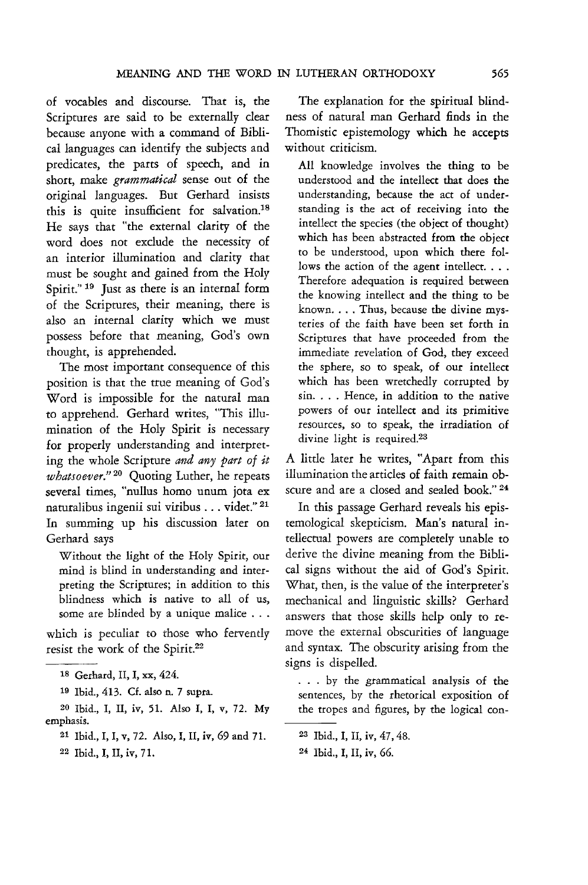of vocables and discourse. That is, the Scriptures are said to be externally clear because anyone with a command of Biblical languages can identify the subjects and predicates, the parts of speech, and in short, make *grammatical* sense out of the original languages. But Gerhard insists this is quite insufficient for salvation.[18] He says that "the external clarity of the word does not exclude the necessity of an interior illumination and clarity that must be sought and gained from the Holy Spirit."[19] Just as there is an internal form of the Scriptures, their meaning, there is also an internal clarity which we must possess before that meaning, God's own thought, is apprehended.

The most important consequence of this position is that the true meaning of God's Word is impossible for the natural man to apprehend. Gerhard writes, "This illumination of the Holy Spirit is necessary for properly understanding and interpreting the whole Scripture *and any part of it whatsoever.*"[20] Quoting Luther, he repeats several times, "nullus homo unum jota ex naturalibus ingenii sui viribus . . . videt."[21] In summing up his discussion later on Gerhard says

> Without the light of the Holy Spirit, our mind is blind in understanding and interpreting the Scriptures; in addition to this blindness which is native to all of us, some are blinded by a unique malice . . .

which is peculiar to those who fervently resist the work of the Spirit.[22]

The explanation for the spiritual blindness of natural man Gerhard finds in the Thomistic epistemology which he accepts without criticism.

> All knowledge involves the thing to be understood and the intellect that does the understanding, because the act of understanding is the act of receiving into the intellect the species (the object of thought) which has been abstracted from the object to be understood, upon which there follows the action of the agent intellect. . . . Therefore adequation is required between the knowing intellect and the thing to be known. . . . Thus, because the divine mysteries of the faith have been set forth in Scriptures that have proceeded from the immediate revelation of God, they exceed the sphere, so to speak, of our intellect which has been wretchedly corrupted by sin. . . . Hence, in addition to the native powers of our intellect and its primitive resources, so to speak, the irradiation of divine light is required.[23]

A little later he writes, "Apart from this illumination the articles of faith remain obscure and are a closed and sealed book."[24]

In this passage Gerhard reveals his epistemological skepticism. Man's natural intellectual powers are completely unable to derive the divine meaning from the Biblical signs without the aid of God's Spirit. What, then, is the value of the interpreter's mechanical and linguistic skills? Gerhard answers that those skills help only to remove the external obscurities of language and syntax. The obscurity arising from the signs is dispelled.

> . . . by the grammatical analysis of the sentences, by the rhetorical exposition of the tropes and figures, by the logical con-

---

18 Gerhard, II, I, xx, 424.

19 Ibid., 413. Cf. also n. 7 supra.

20 Ibid., I, II, iv, 51. Also I, I, v, 72. My emphasis.

21 Ibid., I, I, v, 72. Also, I, II, iv, 69 and 71.

22 Ibid., I, II, iv, 71.

23 Ibid., I, II, iv, 47, 48.

24 Ibid., I, II, iv, 66.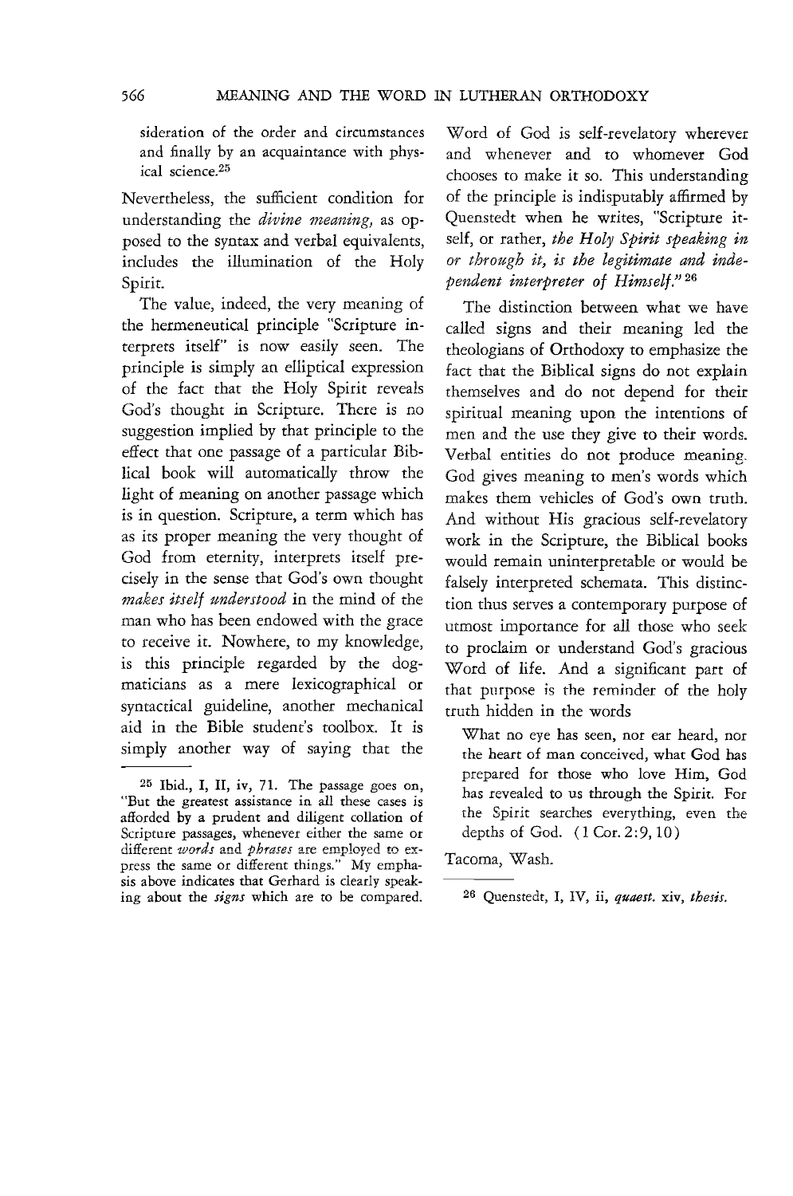sideration of the order and circumstances and finally by an acquaintance with physical science.[25]

Nevertheless, the sufficient condition for understanding the *divine meaning,* as opposed to the syntax and verbal equivalents, includes the illumination of the Holy Spirit.

The value, indeed, the very meaning of the hermeneutical principle "Scripture interprets itself" is now easily seen. The principle is simply an elliptical expression of the fact that the Holy Spirit reveals God's thought in Scripture. There is no suggestion implied by that principle to the effect that one passage of a particular Biblical book will automatically throw the light of meaning on another passage which is in question. Scripture, a term which has as its proper meaning the very thought of God from eternity, interprets itself precisely in the sense that God's own thought *makes itself understood* in the mind of the man who has been endowed with the grace to receive it. Nowhere, to my knowledge, is this principle regarded by the dogmaticians as a mere lexicographical or syntactical guideline, another mechanical aid in the Bible student's toolbox. It is simply another way of saying that the Word of God is self-revelatory wherever and whenever and to whomever God chooses to make it so. This understanding of the principle is indisputably affirmed by Quenstedt when he writes, "Scripture itself, or rather, *the Holy Spirit speaking in or through it, is the legitimate and independent interpreter of Himself.*"[26]

The distinction between what we have called signs and their meaning led the theologians of Orthodoxy to emphasize the fact that the Biblical signs do not explain themselves and do not depend for their spiritual meaning upon the intentions of men and the use they give to their words. Verbal entities do not produce meaning. God gives meaning to men's words which makes them vehicles of God's own truth. And without His gracious self-revelatory work in the Scripture, the Biblical books would remain uninterpretable or would be falsely interpreted schemata. This distinction thus serves a contemporary purpose of utmost importance for all those who seek to proclaim or understand God's gracious Word of life. And a significant part of that purpose is the reminder of the holy truth hidden in the words

> What no eye has seen, nor ear heard, nor the heart of man conceived, what God has prepared for those who love Him, God has revealed to us through the Spirit. For the Spirit searches everything, even the depths of God. (1 Cor. 2:9, 10)

Tacoma, Wash.

---

[25] Ibid., I, II, iv, 71. The passage goes on, "But the greatest assistance in all these cases is afforded by a prudent and diligent collation of Scripture passages, whenever either the same or different *words* and *phrases* are employed to express the same or different things." My emphasis above indicates that Gerhard is clearly speaking about the *signs* which are to be compared.

[26] Quenstedt, I, IV, ii, *quaest.* xiv, *thesis.*